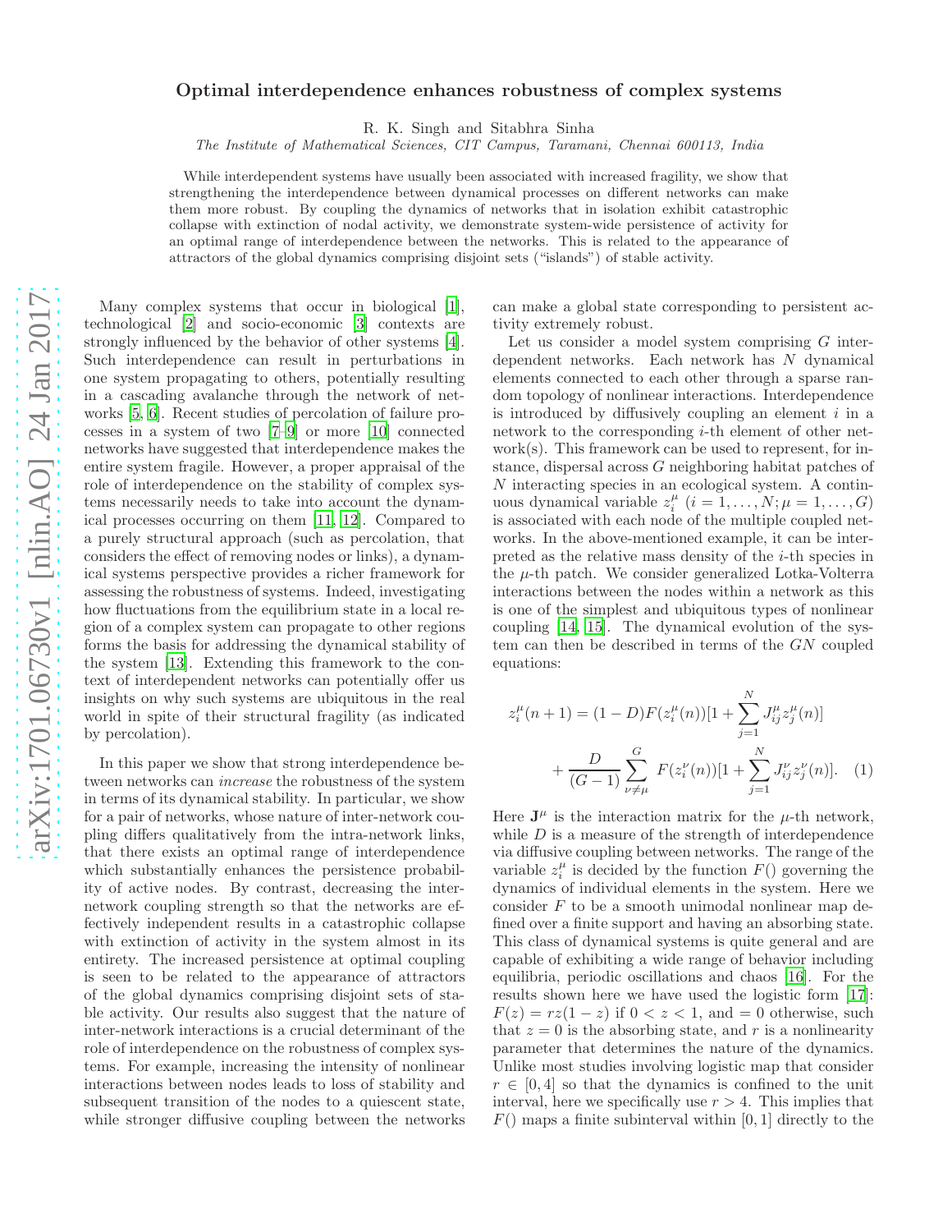# Optimal interdependence enhances robustness of complex systems

R. K. Singh and Sitabhra Sinha

*The Institute of Mathematical Sciences, CIT Campus, Taramani, Chennai 600113, India*

While interdependent systems have usually been associated with increased fragility, we show that strengthening the interdependence between dynamical processes on different networks can make them more robust. By coupling the dynamics of networks that in isolation exhibit catastrophic collapse with extinction of nodal activity, we demonstrate system-wide persistence of activity for an optimal range of interdependence between the networks. This is related to the appearance of attractors of the global dynamics comprising disjoint sets ("islands") of stable activity.

Many complex systems that occur in biological [1], technological [2] and socio-economic [3] contexts are strongly influenced by the behavior of other systems [4]. Such interdependence can result in perturbations in one system propagating to others, potentially resulting in a cascading avalanche through the network of networks [5, 6]. Recent studies of percolation of failure processes in a system of two [7–9] or more [10] connected networks have suggested that interdependence makes the entire system fragile. However, a proper appraisal of the role of interdependence on the stability of complex systems necessarily needs to take into account the dynamical processes occurring on them [11, 12]. Compared to a purely structural approach (such as percolation, that considers the effect of removing nodes or links), a dynamical systems perspective provides a richer framework for assessing the robustness of systems. Indeed, investigating how fluctuations from the equilibrium state in a local region of a complex system can propagate to other regions forms the basis for addressing the dynamical stability of the system [13]. Extending this framework to the context of interdependent networks can potentially offer us insights on why such systems are ubiquitous in the real world in spite of their structural fragility (as indicated by percolation).

In this paper we show that strong interdependence between networks can *increase* the robustness of the system in terms of its dynamical stability. In particular, we show for a pair of networks, whose nature of inter-network coupling differs qualitatively from the intra-network links, that there exists an optimal range of interdependence which substantially enhances the persistence probability of active nodes. By contrast, decreasing the inter-network coupling strength so that the networks are effectively independent results in a catastrophic collapse with extinction of activity in the system almost in its entirety. The increased persistence at optimal coupling is seen to be related to the appearance of attractors of the global dynamics comprising disjoint sets of stable activity. Our results also suggest that the nature of inter-network interactions is a crucial determinant of the role of interdependence on the robustness of complex systems. For example, increasing the intensity of nonlinear interactions between nodes leads to loss of stability and subsequent transition of the nodes to a quiescent state, while stronger diffusive coupling between the networks can make a global state corresponding to persistent activity extremely robust.

Let us consider a model system comprising $G$ interdependent networks. Each network has $N$ dynamical elements connected to each other through a sparse random topology of nonlinear interactions. Interdependence is introduced by diffusively coupling an element $i$ in a network to the corresponding $i$-th element of other network(s). This framework can be used to represent, for instance, dispersal across $G$ neighboring habitat patches of $N$ interacting species in an ecological system. A continuous dynamical variable $z_i^\mu$ ($i = 1, \ldots, N; \mu = 1, \ldots, G$) is associated with each node of the multiple coupled networks. In the above-mentioned example, it can be interpreted as the relative mass density of the $i$-th species in the $\mu$-th patch. We consider generalized Lotka-Volterra interactions between the nodes within a network as this is one of the simplest and ubiquitous types of nonlinear coupling [14, 15]. The dynamical evolution of the system can then be described in terms of the $GN$ coupled equations:

$$
\begin{aligned}
z_i^\mu(n+1) = (1-D)F(z_i^\mu(n))[1 + \sum_{j=1}^{N} J_{ij}^\mu z_j^\mu(n)] \\
+ \frac{D}{(G-1)} \sum_{\nu \neq \mu}^{G} F(z_i^\nu(n))[1 + \sum_{j=1}^{N} J_{ij}^\nu z_j^\nu(n)]. \quad (1)
\end{aligned}
$$

Here $\mathbf{J}^\mu$ is the interaction matrix for the $\mu$-th network, while $D$ is a measure of the strength of interdependence via diffusive coupling between networks. The range of the variable $z_i^\mu$ is decided by the function $F()$ governing the dynamics of individual elements in the system. Here we consider $F$ to be a smooth unimodal nonlinear map defined over a finite support and having an absorbing state. This class of dynamical systems is quite general and are capable of exhibiting a wide range of behavior including equilibria, periodic oscillations and chaos [16]. For the results shown here we have used the logistic form [17]: $F(z) = rz(1-z)$ if $0 < z < 1$, and $= 0$ otherwise, such that $z = 0$ is the absorbing state, and $r$ is a nonlinearity parameter that determines the nature of the dynamics. Unlike most studies involving logistic map that consider $r \in [0, 4]$ so that the dynamics is confined to the unit interval, here we specifically use $r > 4$. This implies that $F()$ maps a finite subinterval within $[0, 1]$ directly to the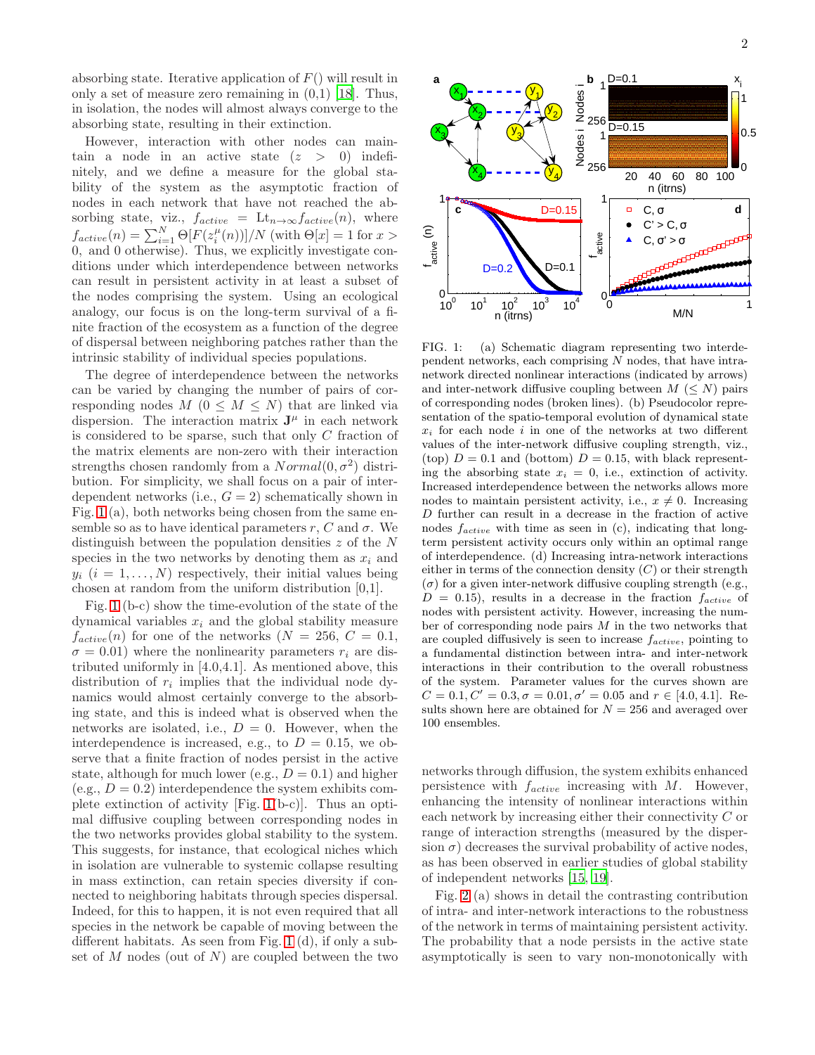absorbing state. Iterative application of $F()$ will result in only a set of measure zero remaining in (0,1) [18]. Thus, in isolation, the nodes will almost always converge to the absorbing state, resulting in their extinction.

However, interaction with other nodes can maintain a node in an active state ($z > 0$) indefinitely, and we define a measure for the global stability of the system as the asymptotic fraction of nodes in each network that have not reached the absorbing state, viz., $f_{active} = \text{Lt}_{n\to\infty} f_{active}(n)$, where $f_{active}(n) = \sum_{i=1}^{N} \Theta[F(z_i^{\mu}(n))]/N$ (with $\Theta[x] = 1$ for $x > 0$, and 0 otherwise). Thus, we explicitly investigate conditions under which interdependence between networks can result in persistent activity in at least a subset of the nodes comprising the system. Using an ecological analogy, our focus is on the long-term survival of a finite fraction of the ecosystem as a function of the degree of dispersal between neighboring patches rather than the intrinsic stability of individual species populations.

The degree of interdependence between the networks can be varied by changing the number of pairs of corresponding nodes $M$ ($0 \le M \le N$) that are linked via dispersion. The interaction matrix $\mathbf{J}^{\mu}$ in each network is considered to be sparse, such that only $C$ fraction of the matrix elements are non-zero with their interaction strengths chosen randomly from a $Normal(0, \sigma^2)$ distribution. For simplicity, we shall focus on a pair of interdependent networks (i.e., $G = 2$) schematically shown in Fig. 1 (a), both networks being chosen from the same ensemble so as to have identical parameters $r$, $C$ and $\sigma$. We distinguish between the population densities $z$ of the $N$ species in the two networks by denoting them as $x_i$ and $y_i$ ($i = 1, \ldots, N$) respectively, their initial values being chosen at random from the uniform distribution [0,1].

Fig. 1 (b-c) show the time-evolution of the state of the dynamical variables $x_i$ and the global stability measure $f_{active}(n)$ for one of the networks ($N = 256$, $C = 0.1$, $\sigma = 0.01$) where the nonlinearity parameters $r_i$ are distributed uniformly in [4.0,4.1]. As mentioned above, this distribution of $r_i$ implies that the individual node dynamics would almost certainly converge to the absorbing state, and this is indeed what is observed when the networks are isolated, i.e., $D = 0$. However, when the interdependence is increased, e.g., to $D = 0.15$, we observe that a finite fraction of nodes persist in the active state, although for much lower (e.g., $D = 0.1$) and higher (e.g., $D = 0.2$) interdependence the system exhibits complete extinction of activity [Fig. 1(b-c)]. Thus an optimal diffusive coupling between corresponding nodes in the two networks provides global stability to the system. This suggests, for instance, that ecological niches which in isolation are vulnerable to systemic collapse resulting in mass extinction, can retain species diversity if connected to neighboring habitats through species dispersal. Indeed, for this to happen, it is not even required that all species in the network be capable of moving between the different habitats. As seen from Fig. 1 (d), if only a subset of $M$ nodes (out of $N$) are coupled between the two networks through diffusion, the system exhibits enhanced persistence with $f_{active}$ increasing with $M$. However, enhancing the intensity of nonlinear interactions within each network by increasing either their connectivity $C$ or range of interaction strengths (measured by the dispersion $\sigma$) decreases the survival probability of active nodes, as has been observed in earlier studies of global stability of independent networks [15, 19].

FIG. 1: (a) Schematic diagram representing two interdependent networks, each comprising $N$ nodes, that have intra-network directed nonlinear interactions (indicated by arrows) and inter-network diffusive coupling between $M$ ($\le N$) pairs of corresponding nodes (broken lines). (b) Pseudocolor representation of the spatio-temporal evolution of dynamical state $x_i$ for each node $i$ in one of the networks at two different values of the inter-network diffusive coupling strength, viz., (top) $D = 0.1$ and (bottom) $D = 0.15$, with black representing the absorbing state $x_i = 0$, i.e., extinction of activity. Increased interdependence between the networks allows more nodes to maintain persistent activity, i.e., $x \neq 0$. Increasing $D$ further can result in a decrease in the fraction of active nodes $f_{active}$ with time as seen in (c), indicating that long-term persistent activity occurs only within an optimal range of interdependence. (d) Increasing intra-network interactions either in terms of the connection density ($C$) or their strength ($\sigma$) for a given inter-network diffusive coupling strength (e.g., $D = 0.15$), results in a decrease in the fraction $f_{active}$ of nodes with persistent activity. However, increasing the number of corresponding node pairs $M$ in the two networks that are coupled diffusively is seen to increase $f_{active}$, pointing to a fundamental distinction between intra- and inter-network interactions in their contribution to the overall robustness of the system. Parameter values for the curves shown are $C = 0.1, C' = 0.3, \sigma = 0.01, \sigma' = 0.05$ and $r \in [4.0, 4.1]$. Results shown here are obtained for $N = 256$ and averaged over 100 ensembles.

Fig. 2 (a) shows in detail the contrasting contribution of intra- and inter-network interactions to the robustness of the network in terms of maintaining persistent activity. The probability that a node persists in the active state asymptotically is seen to vary non-monotonically with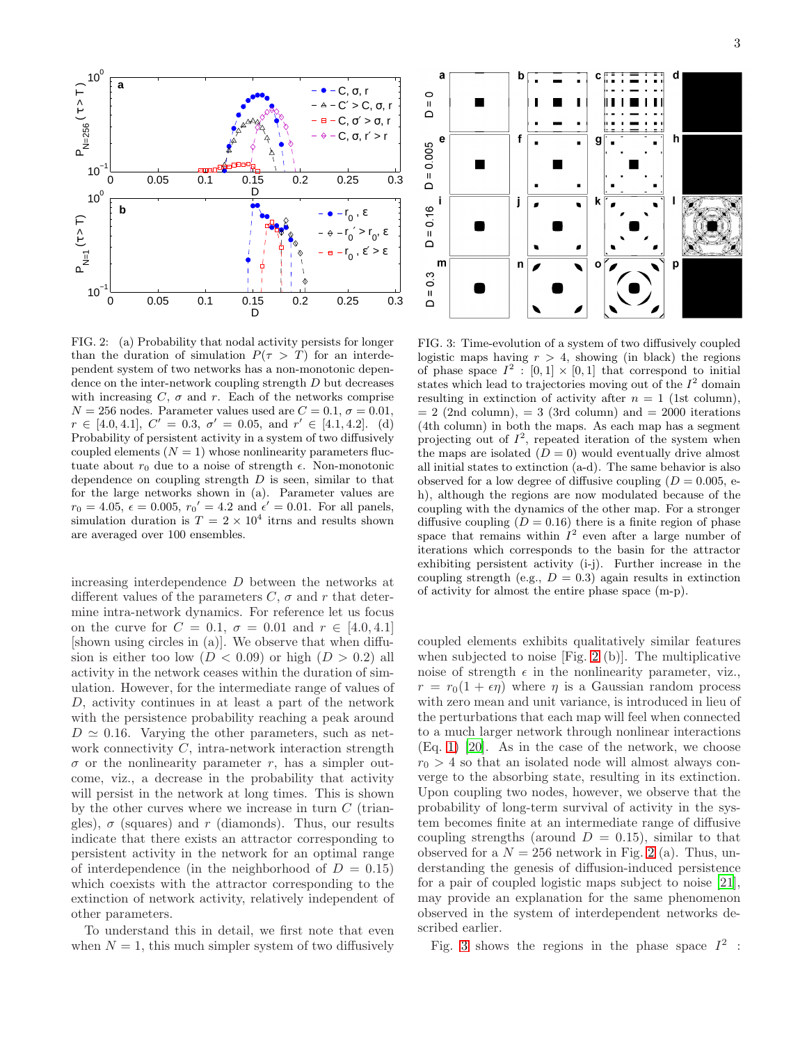FIG. 2: (a) Probability that nodal activity persists for longer than the duration of simulation $P(\tau > T)$ for an interdependent system of two networks has a non-monotonic dependence on the inter-network coupling strength $D$ but decreases with increasing $C$, $\sigma$ and $r$. Each of the networks comprise $N = 256$ nodes. Parameter values used are $C = 0.1$, $\sigma = 0.01$, $r \in [4.0, 4.1]$, $C' = 0.3$, $\sigma' = 0.05$, and $r' \in [4.1, 4.2]$. (d) Probability of persistent activity in a system of two diffusively coupled elements ($N = 1$) whose nonlinearity parameters fluctuate about $r_0$ due to a noise of strength $\epsilon$. Non-monotonic dependence on coupling strength $D$ is seen, similar to that for the large networks shown in (a). Parameter values are $r_0 = 4.05$, $\epsilon = 0.005$, $r_0{}' = 4.2$ and $\epsilon' = 0.01$. For all panels, simulation duration is $T = 2 \times 10^4$ itrns and results shown are averaged over 100 ensembles.

FIG. 3: Time-evolution of a system of two diffusively coupled logistic maps having $r > 4$, showing (in black) the regions of phase space $I^2 : [0, 1] \times [0, 1]$ that correspond to initial states which lead to trajectories moving out of the $I^2$ domain resulting in extinction of activity after $n = 1$ (1st column), $= 2$ (2nd column), $= 3$ (3rd column) and $= 2000$ iterations (4th column) in both the maps. As each map has a segment projecting out of $I^2$, repeated iteration of the system when the maps are isolated ($D = 0$) would eventually drive almost all initial states to extinction (a-d). The same behavior is also observed for a low degree of diffusive coupling ($D = 0.005$, e-h), although the regions are now modulated because of the coupling with the dynamics of the other map. For a stronger diffusive coupling ($D = 0.16$) there is a finite region of phase space that remains within $I^2$ even after a large number of iterations which corresponds to the basin for the attractor exhibiting persistent activity (i-j). Further increase in the coupling strength (e.g., $D = 0.3$) again results in extinction of activity for almost the entire phase space (m-p).

increasing interdependence $D$ between the networks at different values of the parameters $C$, $\sigma$ and $r$ that determine intra-network dynamics. For reference let us focus on the curve for $C = 0.1$, $\sigma = 0.01$ and $r \in [4.0, 4.1]$ [shown using circles in (a)]. We observe that when diffusion is either too low ($D < 0.09$) or high ($D > 0.2$) all activity in the network ceases within the duration of simulation. However, for the intermediate range of values of $D$, activity continues in at least a part of the network with the persistence probability reaching a peak around $D \simeq 0.16$. Varying the other parameters, such as network connectivity $C$, intra-network interaction strength $\sigma$ or the nonlinearity parameter $r$, has a simpler outcome, viz., a decrease in the probability that activity will persist in the network at long times. This is shown by the other curves where we increase in turn $C$ (triangles), $\sigma$ (squares) and $r$ (diamonds). Thus, our results indicate that there exists an attractor corresponding to persistent activity in the network for an optimal range of interdependence (in the neighborhood of $D = 0.15$) which coexists with the attractor corresponding to the extinction of network activity, relatively independent of other parameters.

To understand this in detail, we first note that even when $N = 1$, this much simpler system of two diffusively coupled elements exhibits qualitatively similar features when subjected to noise [Fig. 2 (b)]. The multiplicative noise of strength $\epsilon$ in the nonlinearity parameter, viz., $r = r_0(1 + \epsilon\eta)$ where $\eta$ is a Gaussian random process with zero mean and unit variance, is introduced in lieu of the perturbations that each map will feel when connected to a much larger network through nonlinear interactions (Eq. 1) [20]. As in the case of the network, we choose $r_0 > 4$ so that an isolated node will almost always converge to the absorbing state, resulting in its extinction. Upon coupling two nodes, however, we observe that the probability of long-term survival of activity in the system becomes finite at an intermediate range of diffusive coupling strengths (around $D = 0.15$), similar to that observed for a $N = 256$ network in Fig. 2 (a). Thus, understanding the genesis of diffusion-induced persistence for a pair of coupled logistic maps subject to noise [21], may provide an explanation for the same phenomenon observed in the system of interdependent networks described earlier.

Fig. 3 shows the regions in the phase space $I^2$ :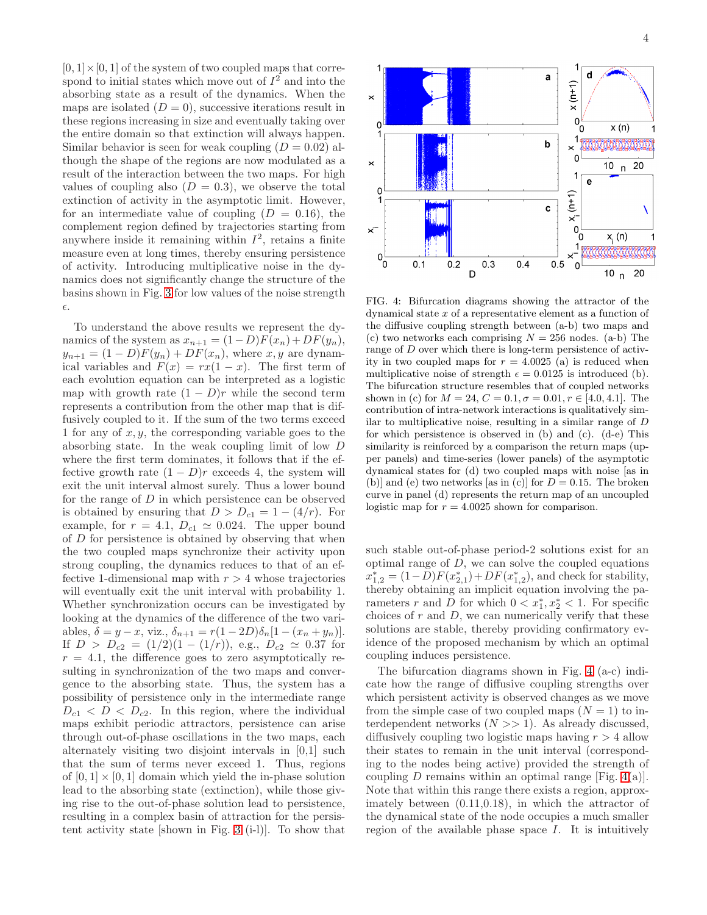$[0,1]\times[0,1]$ of the system of two coupled maps that correspond to initial states which move out of $I^2$ and into the absorbing state as a result of the dynamics. When the maps are isolated ($D = 0$), successive iterations result in these regions increasing in size and eventually taking over the entire domain so that extinction will always happen. Similar behavior is seen for weak coupling ($D = 0.02$) although the shape of the regions are now modulated as a result of the interaction between the two maps. For high values of coupling also ($D = 0.3$), we observe the total extinction of activity in the asymptotic limit. However, for an intermediate value of coupling ($D = 0.16$), the complement region defined by trajectories starting from anywhere inside it remaining within $I^2$, retains a finite measure even at long times, thereby ensuring persistence of activity. Introducing multiplicative noise in the dynamics does not significantly change the structure of the basins shown in Fig. 3 for low values of the noise strength $\epsilon$.

To understand the above results we represent the dynamics of the system as $x_{n+1} = (1-D)F(x_n) + DF(y_n)$, $y_{n+1} = (1-D)F(y_n) + DF(x_n)$, where $x, y$ are dynamical variables and $F(x) = rx(1-x)$. The first term of each evolution equation can be interpreted as a logistic map with growth rate $(1-D)r$ while the second term represents a contribution from the other map that is diffusively coupled to it. If the sum of the two terms exceed 1 for any of $x, y$, the corresponding variable goes to the absorbing state. In the weak coupling limit of low $D$ where the first term dominates, it follows that if the effective growth rate $(1-D)r$ exceeds 4, the system will exit the unit interval almost surely. Thus a lower bound for the range of $D$ in which persistence can be observed is obtained by ensuring that $D > D_{c1} = 1 - (4/r)$. For example, for $r = 4.1$, $D_{c1} \simeq 0.024$. The upper bound of $D$ for persistence is obtained by observing that when the two coupled maps synchronize their activity upon strong coupling, the dynamics reduces to that of an effective 1-dimensional map with $r > 4$ whose trajectories will eventually exit the unit interval with probability 1. Whether synchronization occurs can be investigated by looking at the dynamics of the difference of the two variables, $\delta = y - x$, viz., $\delta_{n+1} = r(1-2D)\delta_n[1-(x_n+y_n)]$. If $D > D_{c2} = (1/2)(1-(1/r))$, e.g., $D_{c2} \simeq 0.37$ for $r = 4.1$, the difference goes to zero asymptotically resulting in synchronization of the two maps and convergence to the absorbing state. Thus, the system has a possibility of persistence only in the intermediate range $D_{c1} < D < D_{c2}$. In this region, where the individual maps exhibit periodic attractors, persistence can arise through out-of-phase oscillations in the two maps, each alternately visiting two disjoint intervals in [0,1] such that the sum of terms never exceed 1. Thus, regions of $[0,1]\times[0,1]$ domain which yield the in-phase solution lead to the absorbing state (extinction), while those giving rise to the out-of-phase solution lead to persistence, resulting in a complex basin of attraction for the persistent activity state [shown in Fig. 3 (i-l)]. To show that such stable out-of-phase period-2 solutions exist for an optimal range of $D$, we can solve the coupled equations $x^*_{1,2} = (1-D)F(x^*_{2,1}) + DF(x^*_{1,2})$, and check for stability, thereby obtaining an implicit equation involving the parameters $r$ and $D$ for which $0 < x^*_1, x^*_2 < 1$. For specific choices of $r$ and $D$, we can numerically verify that these solutions are stable, thereby providing confirmatory evidence of the proposed mechanism by which an optimal coupling induces persistence.

FIG. 4: Bifurcation diagrams showing the attractor of the dynamical state $x$ of a representative element as a function of the diffusive coupling strength between (a-b) two maps and (c) two networks each comprising $N = 256$ nodes. (a-b) The range of $D$ over which there is long-term persistence of activity in two coupled maps for $r = 4.0025$ (a) is reduced when multiplicative noise of strength $\epsilon = 0.0125$ is introduced (b). The bifurcation structure resembles that of coupled networks shown in (c) for $M = 24$, $C = 0.1$, $\sigma = 0.01$, $r \in [4.0, 4.1]$. The contribution of intra-network interactions is qualitatively similar to multiplicative noise, resulting in a similar range of $D$ for which persistence is observed in (b) and (c). (d-e) This similarity is reinforced by a comparison the return maps (upper panels) and time-series (lower panels) of the asymptotic dynamical states for (d) two coupled maps with noise [as in (b)] and (e) two networks [as in (c)] for $D = 0.15$. The broken curve in panel (d) represents the return map of an uncoupled logistic map for $r = 4.0025$ shown for comparison.

The bifurcation diagrams shown in Fig. 4 (a-c) indicate how the range of diffusive coupling strengths over which persistent activity is observed changes as we move from the simple case of two coupled maps ($N = 1$) to interdependent networks ($N >> 1$). As already discussed, diffusively coupling two logistic maps having $r > 4$ allow their states to remain in the unit interval (corresponding to the nodes being active) provided the strength of coupling $D$ remains within an optimal range [Fig. 4(a)]. Note that within this range there exists a region, approximately between (0.11,0.18), in which the attractor of the dynamical state of the node occupies a much smaller region of the available phase space $I$. It is intuitively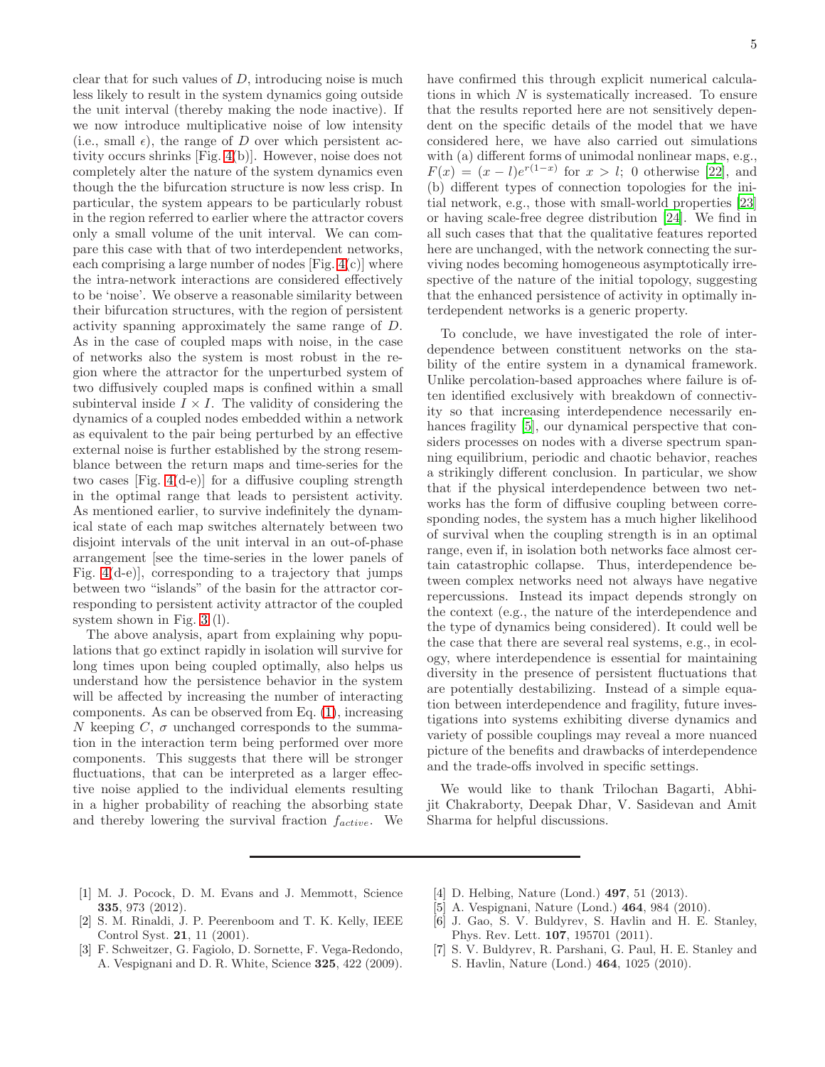clear that for such values of $D$, introducing noise is much less likely to result in the system dynamics going outside the unit interval (thereby making the node inactive). If we now introduce multiplicative noise of low intensity (i.e., small $\epsilon$), the range of $D$ over which persistent activity occurs shrinks [Fig. 4(b)]. However, noise does not completely alter the nature of the system dynamics even though the the bifurcation structure is now less crisp. In particular, the system appears to be particularly robust in the region referred to earlier where the attractor covers only a small volume of the unit interval. We can compare this case with that of two interdependent networks, each comprising a large number of nodes [Fig. 4(c)] where the intra-network interactions are considered effectively to be 'noise'. We observe a reasonable similarity between their bifurcation structures, with the region of persistent activity spanning approximately the same range of $D$. As in the case of coupled maps with noise, in the case of networks also the system is most robust in the region where the attractor for the unperturbed system of two diffusively coupled maps is confined within a small subinterval inside $I \times I$. The validity of considering the dynamics of a coupled nodes embedded within a network as equivalent to the pair being perturbed by an effective external noise is further established by the strong resemblance between the return maps and time-series for the two cases [Fig. 4(d-e)] for a diffusive coupling strength in the optimal range that leads to persistent activity. As mentioned earlier, to survive indefinitely the dynamical state of each map switches alternately between two disjoint intervals of the unit interval in an out-of-phase arrangement [see the time-series in the lower panels of Fig. 4(d-e)], corresponding to a trajectory that jumps between two "islands" of the basin for the attractor corresponding to persistent activity attractor of the coupled system shown in Fig. 3 (l).

The above analysis, apart from explaining why populations that go extinct rapidly in isolation will survive for long times upon being coupled optimally, also helps us understand how the persistence behavior in the system will be affected by increasing the number of interacting components. As can be observed from Eq. (1), increasing $N$ keeping $C$, $\sigma$ unchanged corresponds to the summation in the interaction term being performed over more components. This suggests that there will be stronger fluctuations, that can be interpreted as a larger effective noise applied to the individual elements resulting in a higher probability of reaching the absorbing state and thereby lowering the survival fraction $f_{active}$. We have confirmed this through explicit numerical calculations in which $N$ is systematically increased. To ensure that the results reported here are not sensitively dependent on the specific details of the model that we have considered here, we have also carried out simulations with (a) different forms of unimodal nonlinear maps, e.g., $F(x) = (x - l)e^{r(1-x)}$ for $x > l$; 0 otherwise [22], and (b) different types of connection topologies for the initial network, e.g., those with small-world properties [23] or having scale-free degree distribution [24]. We find in all such cases that that the qualitative features reported here are unchanged, with the network connecting the surviving nodes becoming homogeneous asymptotically irrespective of the nature of the initial topology, suggesting that the enhanced persistence of activity in optimally interdependent networks is a generic property.

To conclude, we have investigated the role of interdependence between constituent networks on the stability of the entire system in a dynamical framework. Unlike percolation-based approaches where failure is often identified exclusively with breakdown of connectivity so that increasing interdependence necessarily enhances fragility [5], our dynamical perspective that considers processes on nodes with a diverse spectrum spanning equilibrium, periodic and chaotic behavior, reaches a strikingly different conclusion. In particular, we show that if the physical interdependence between two networks has the form of diffusive coupling between corresponding nodes, the system has a much higher likelihood of survival when the coupling strength is in an optimal range, even if, in isolation both networks face almost certain catastrophic collapse. Thus, interdependence between complex networks need not always have negative repercussions. Instead its impact depends strongly on the context (e.g., the nature of the interdependence and the type of dynamics being considered). It could well be the case that there are several real systems, e.g., in ecology, where interdependence is essential for maintaining diversity in the presence of persistent fluctuations that are potentially destabilizing. Instead of a simple equation between interdependence and fragility, future investigations into systems exhibiting diverse dynamics and variety of possible couplings may reveal a more nuanced picture of the benefits and drawbacks of interdependence and the trade-offs involved in specific settings.

We would like to thank Trilochan Bagarti, Abhijit Chakraborty, Deepak Dhar, V. Sasidevan and Amit Sharma for helpful discussions.

---

[1] M. J. Pocock, D. M. Evans and J. Memmott, Science **335**, 973 (2012).

[2] S. M. Rinaldi, J. P. Peerenboom and T. K. Kelly, IEEE Control Syst. **21**, 11 (2001).

[3] F. Schweitzer, G. Fagiolo, D. Sornette, F. Vega-Redondo, A. Vespignani and D. R. White, Science **325**, 422 (2009).

[4] D. Helbing, Nature (Lond.) **497**, 51 (2013).

[5] A. Vespignani, Nature (Lond.) **464**, 984 (2010).

[6] J. Gao, S. V. Buldyrev, S. Havlin and H. E. Stanley, Phys. Rev. Lett. **107**, 195701 (2011).

[7] S. V. Buldyrev, R. Parshani, G. Paul, H. E. Stanley and S. Havlin, Nature (Lond.) **464**, 1025 (2010).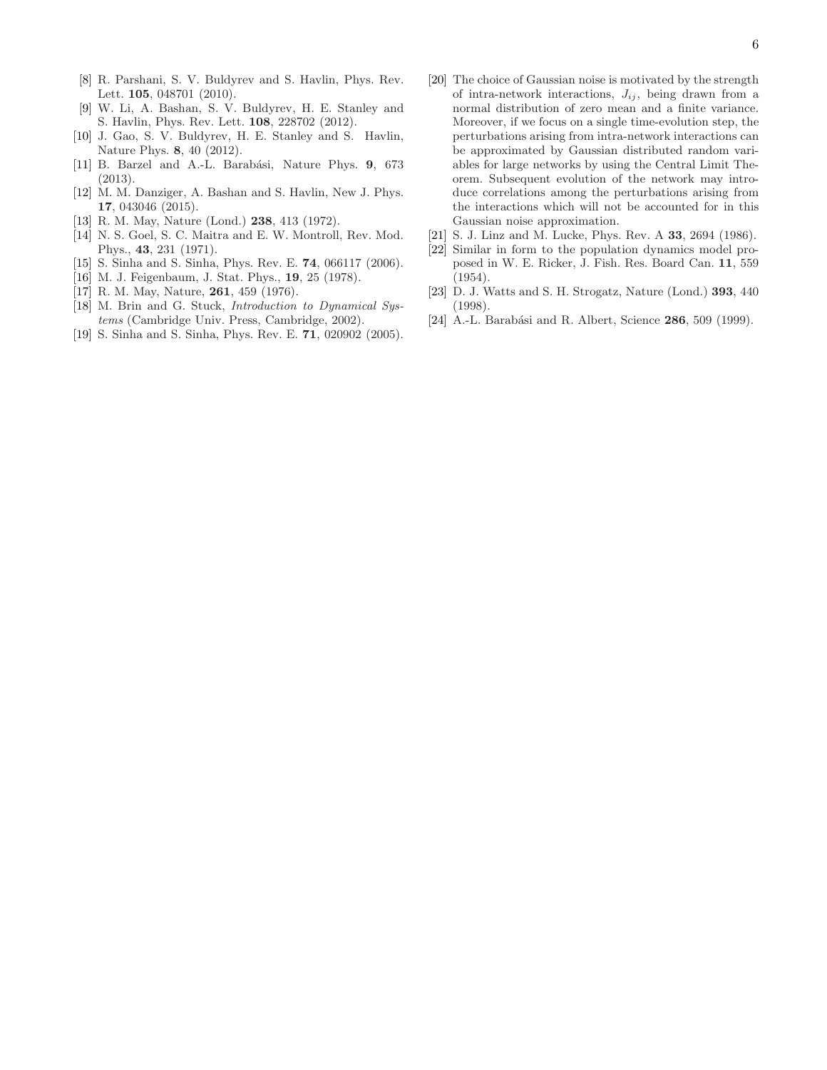- [8] R. Parshani, S. V. Buldyrev and S. Havlin, Phys. Rev. Lett. **105**, 048701 (2010).
- [9] W. Li, A. Bashan, S. V. Buldyrev, H. E. Stanley and S. Havlin, Phys. Rev. Lett. **108**, 228702 (2012).
- [10] J. Gao, S. V. Buldyrev, H. E. Stanley and S. Havlin, Nature Phys. **8**, 40 (2012).
- [11] B. Barzel and A.-L. Barabási, Nature Phys. **9**, 673 (2013).
- [12] M. M. Danziger, A. Bashan and S. Havlin, New J. Phys. **17**, 043046 (2015).
- [13] R. M. May, Nature (Lond.) **238**, 413 (1972).
- [14] N. S. Goel, S. C. Maitra and E. W. Montroll, Rev. Mod. Phys., **43**, 231 (1971).
- [15] S. Sinha and S. Sinha, Phys. Rev. E. **74**, 066117 (2006).
- [16] M. J. Feigenbaum, J. Stat. Phys., **19**, 25 (1978).
- [17] R. M. May, Nature, **261**, 459 (1976).
- [18] M. Brin and G. Stuck, *Introduction to Dynamical Systems* (Cambridge Univ. Press, Cambridge, 2002).
- [19] S. Sinha and S. Sinha, Phys. Rev. E. **71**, 020902 (2005).
- [20] The choice of Gaussian noise is motivated by the strength of intra-network interactions, $J_{ij}$, being drawn from a normal distribution of zero mean and a finite variance. Moreover, if we focus on a single time-evolution step, the perturbations arising from intra-network interactions can be approximated by Gaussian distributed random variables for large networks by using the Central Limit Theorem. Subsequent evolution of the network may introduce correlations among the perturbations arising from the interactions which will not be accounted for in this Gaussian noise approximation.
- [21] S. J. Linz and M. Lucke, Phys. Rev. A **33**, 2694 (1986).
- [22] Similar in form to the population dynamics model proposed in W. E. Ricker, J. Fish. Res. Board Can. **11**, 559 (1954).
- [23] D. J. Watts and S. H. Strogatz, Nature (Lond.) **393**, 440 (1998).
- [24] A.-L. Barabási and R. Albert, Science **286**, 509 (1999).